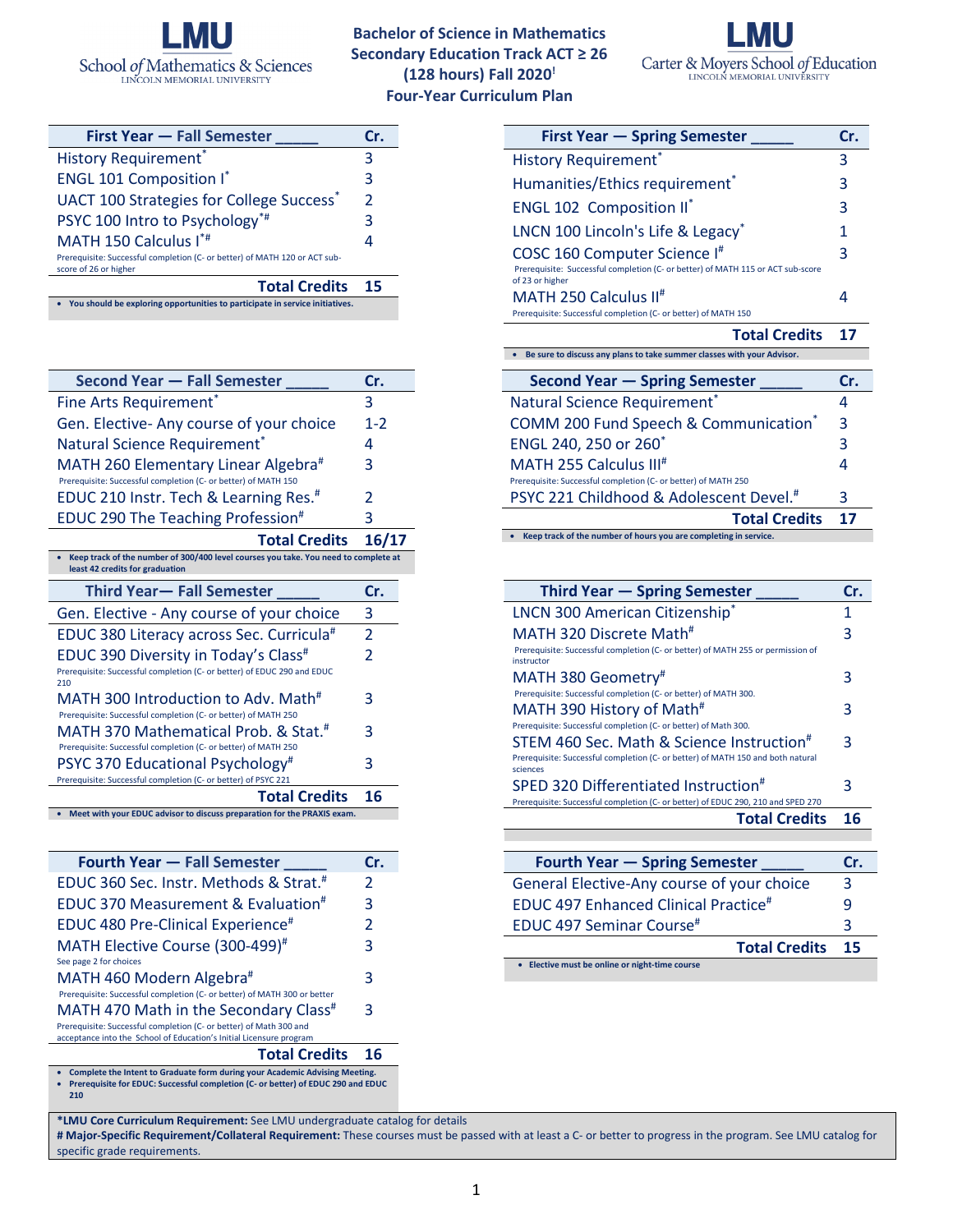# LMU School of Mathematics & Sciences — Lincoln Memorial University

## Bachelor of Science in Mathematics
## Secondary Education Track ACT ≥ 26
## (128 hours) Fall 2020[!]
## Four-Year Curriculum Plan

LMU Carter & Moyers School of Education — Lincoln Memorial University

| First Year — Fall Semester _____ | Cr. |
|---|---|
| History Requirement* | 3 |
| ENGL 101 Composition I* | 3 |
| UACT 100 Strategies for College Success* | 2 |
| PSYC 100 Intro to Psychology*# | 3 |
| MATH 150 Calculus I*# <br> Prerequisite: Successful completion (C- or better) of MATH 120 or ACT sub-score of 26 or higher | 4 |
| **Total Credits** | **15** |

- **You should be exploring opportunities to participate in service initiatives.**

| First Year — Spring Semester _____ | Cr. |
|---|---|
| History Requirement* | 3 |
| Humanities/Ethics requirement* | 3 |
| ENGL 102 Composition II* | 3 |
| LNCN 100 Lincoln's Life & Legacy* | 1 |
| COSC 160 Computer Science I# <br> Prerequisite: Successful completion (C- or better) of MATH 115 or ACT sub-score of 23 or higher | 3 |
| MATH 250 Calculus II# <br> Prerequisite: Successful completion (C- or better) of MATH 150 | 4 |
| **Total Credits** | **17** |

- **Be sure to discuss any plans to take summer classes with your Advisor.**

| Second Year — Fall Semester _____ | Cr. |
|---|---|
| Fine Arts Requirement* | 3 |
| Gen. Elective- Any course of your choice | 1-2 |
| Natural Science Requirement* | 4 |
| MATH 260 Elementary Linear Algebra# <br> Prerequisite: Successful completion (C- or better) of MATH 150 | 3 |
| EDUC 210 Instr. Tech & Learning Res.# | 2 |
| EDUC 290 The Teaching Profession# | 3 |
| **Total Credits** | **16/17** |

- **Keep track of the number of 300/400 level courses you take. You need to complete at least 42 credits for graduation**

| Second Year — Spring Semester _____ | Cr. |
|---|---|
| Natural Science Requirement* | 4 |
| COMM 200 Fund Speech & Communication* | 3 |
| ENGL 240, 250 or 260* | 3 |
| MATH 255 Calculus III# <br> Prerequisite: Successful completion (C- or better) of MATH 250 | 4 |
| PSYC 221 Childhood & Adolescent Devel.# | 3 |
| **Total Credits** | **17** |

- **Keep track of the number of hours you are completing in service.**

| Third Year— Fall Semester _____ | Cr. |
|---|---|
| Gen. Elective - Any course of your choice | 3 |
| EDUC 380 Literacy across Sec. Curricula# | 2 |
| EDUC 390 Diversity in Today's Class# <br> Prerequisite: Successful completion (C- or better) of EDUC 290 and EDUC 210 | 2 |
| MATH 300 Introduction to Adv. Math# <br> Prerequisite: Successful completion (C- or better) of MATH 250 | 3 |
| MATH 370 Mathematical Prob. & Stat.# <br> Prerequisite: Successful completion (C- or better) of MATH 250 | 3 |
| PSYC 370 Educational Psychology# <br> Prerequisite: Successful completion (C- or better) of PSYC 221 | 3 |
| **Total Credits** | **16** |

- **Meet with your EDUC advisor to discuss preparation for the PRAXIS exam.**

| Third Year — Spring Semester _____ | Cr. |
|---|---|
| LNCN 300 American Citizenship* | 1 |
| MATH 320 Discrete Math# <br> Prerequisite: Successful completion (C- or better) of MATH 255 or permission of instructor | 3 |
| MATH 380 Geometry# <br> Prerequisite: Successful completion (C- or better) of MATH 300. | 3 |
| MATH 390 History of Math# <br> Prerequisite: Successful completion (C- or better) of Math 300. | 3 |
| STEM 460 Sec. Math & Science Instruction# <br> Prerequisite: Successful completion (C- or better) of MATH 150 and both natural sciences | 3 |
| SPED 320 Differentiated Instruction# <br> Prerequisite: Successful completion (C- or better) of EDUC 290, 210 and SPED 270 | 3 |
| **Total Credits** | **16** |

| Fourth Year — Fall Semester _____ | Cr. |
|---|---|
| EDUC 360 Sec. Instr. Methods & Strat.# | 2 |
| EDUC 370 Measurement & Evaluation# | 3 |
| EDUC 480 Pre-Clinical Experience# | 2 |
| MATH Elective Course (300-499)# <br> See page 2 for choices | 3 |
| MATH 460 Modern Algebra# <br> Prerequisite: Successful completion (C- or better) of MATH 300 or better | 3 |
| MATH 470 Math in the Secondary Class# <br> Prerequisite: Successful completion (C- or better) of Math 300 and acceptance into the School of Education's Initial Licensure program | 3 |
| **Total Credits** | **16** |

- **Complete the Intent to Graduate form during your Academic Advising Meeting.**
- **Prerequisite for EDUC: Successful completion (C- or better) of EDUC 290 and EDUC 210**

| Fourth Year — Spring Semester _____ | Cr. |
|---|---|
| General Elective-Any course of your choice | 3 |
| EDUC 497 Enhanced Clinical Practice# | 9 |
| EDUC 497 Seminar Course# | 3 |
| **Total Credits** | **15** |

- **Elective must be online or night-time course**

**\*LMU Core Curriculum Requirement:** See LMU undergraduate catalog for details
**# Major-Specific Requirement/Collateral Requirement:** These courses must be passed with at least a C- or better to progress in the program. See LMU catalog for specific grade requirements.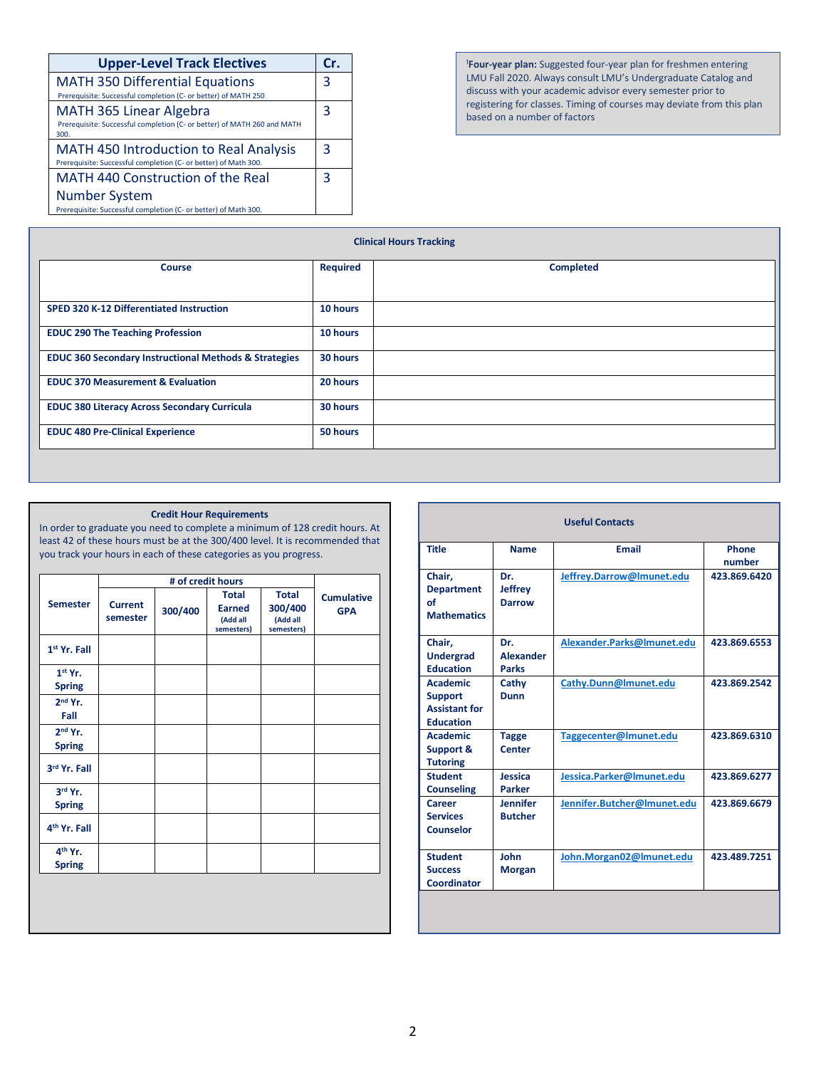| Upper-Level Track Electives | Cr. |
|---|---|
| MATH 350 Differential Equations<br>Prerequisite: Successful completion (C- or better) of MATH 250 | 3 |
| MATH 365 Linear Algebra<br>Prerequisite: Successful completion (C- or better) of MATH 260 and MATH 300. | 3 |
| MATH 450 Introduction to Real Analysis<br>Prerequisite: Successful completion (C- or better) of Math 300. | 3 |
| MATH 440 Construction of the Real Number System<br>Prerequisite: Successful completion (C- or better) of Math 300. | 3 |

[i] **Four-year plan:** Suggested four-year plan for freshmen entering LMU Fall 2020. Always consult LMU's Undergraduate Catalog and discuss with your academic advisor every semester prior to registering for classes. Timing of courses may deviate from this plan based on a number of factors

**Clinical Hours Tracking**

| Course | Required | Completed |
|---|---|---|
| **SPED 320 K-12 Differentiated Instruction** | **10 hours** | |
| **EDUC 290 The Teaching Profession** | **10 hours** | |
| **EDUC 360 Secondary Instructional Methods & Strategies** | **30 hours** | |
| **EDUC 370 Measurement & Evaluation** | **20 hours** | |
| **EDUC 380 Literacy Across Secondary Curricula** | **30 hours** | |
| **EDUC 480 Pre-Clinical Experience** | **50 hours** | |

**Credit Hour Requirements**

In order to graduate you need to complete a minimum of 128 credit hours. At least 42 of these hours must be at the 300/400 level. It is recommended that you track your hours in each of these categories as you progress.

| Semester | # of credit hours | | | | Cumulative GPA |
|---|---|---|---|---|---|
| | Current semester | 300/400 | Total Earned (Add all semesters) | Total 300/400 (Add all semesters) | |
| 1st Yr. Fall | | | | | |
| 1st Yr. Spring | | | | | |
| 2nd Yr. Fall | | | | | |
| 2nd Yr. Spring | | | | | |
| 3rd Yr. Fall | | | | | |
| 3rd Yr. Spring | | | | | |
| 4th Yr. Fall | | | | | |
| 4th Yr. Spring | | | | | |

**Useful Contacts**

| Title | Name | Email | Phone number |
|---|---|---|---|
| **Chair, Department of Mathematics** | **Dr. Jeffrey Darrow** | Jeffrey.Darrow@lmunet.edu | **423.869.6420** |
| **Chair, Undergrad Education** | **Dr. Alexander Parks** | Alexander.Parks@lmunet.edu | **423.869.6553** |
| **Academic Support Assistant for Education** | **Cathy Dunn** | Cathy.Dunn@lmunet.edu | **423.869.2542** |
| **Academic Support & Tutoring** | **Tagge Center** | Taggecenter@lmunet.edu | **423.869.6310** |
| **Student Counseling** | **Jessica Parker** | Jessica.Parker@lmunet.edu | **423.869.6277** |
| **Career Services Counselor** | **Jennifer Butcher** | Jennifer.Butcher@lmunet.edu | **423.869.6679** |
| **Student Success Coordinator** | **John Morgan** | John.Morgan02@lmunet.edu | **423.489.7251** |